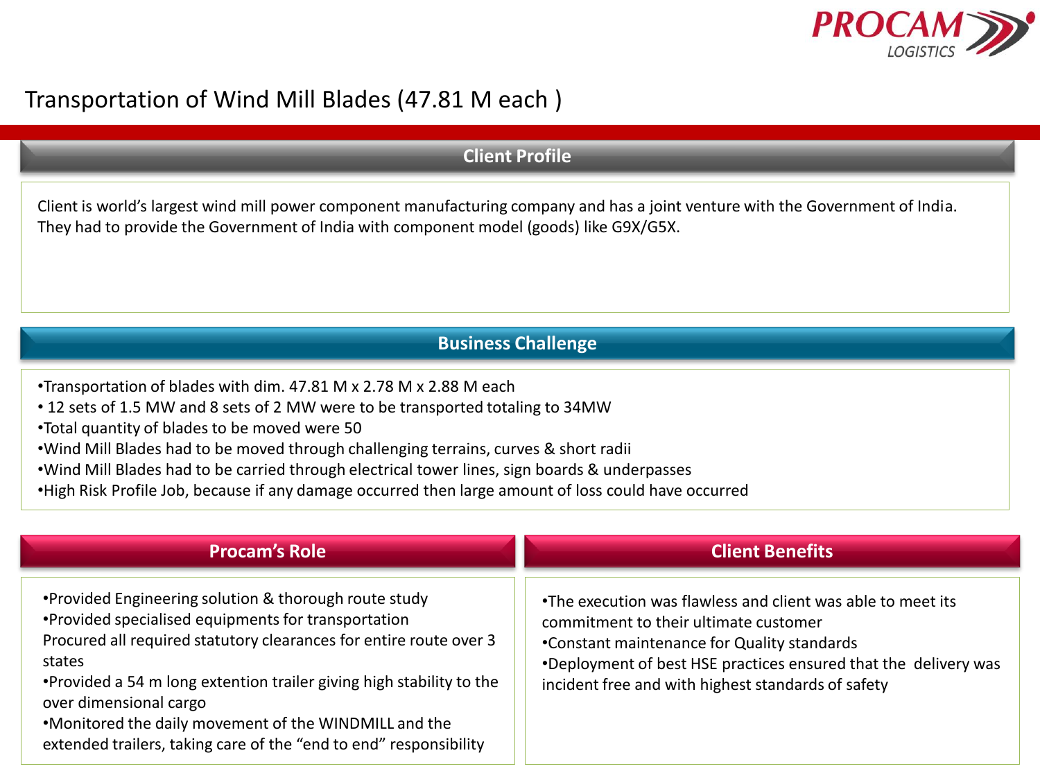# Transportation of Wind Mill Blades (47.81 M each )

## Client Profile

Client is world's largest wind mill power component manufacturing company and has a joint venture with the Government of India. They had to provide the Government of India with component model (goods) like G9X/G5X.

## Business Challenge

- Transportation of blades with dim. 47.81 M x 2.78 M x 2.88 M each
- 12 sets of 1.5 MW and 8 sets of 2 MW were to be transported totaling to 34MW
- Total quantity of blades to be moved were 50
- Wind Mill Blades had to be moved through challenging terrains, curves & short radii
- Wind Mill Blades had to be carried through electrical tower lines, sign boards & underpasses
- High Risk Profile Job, because if any damage occurred then large amount of loss could have occurred

## Procam's Role

- Provided Engineering solution & thorough route study
- Provided specialised equipments for transportation
  Procured all required statutory clearances for entire route over 3 states
- Provided a 54 m long extention trailer giving high stability to the over dimensional cargo
- Monitored the daily movement of the WINDMILL and the extended trailers, taking care of the "end to end" responsibility

## Client Benefits

- The execution was flawless and client was able to meet its commitment to their ultimate customer
- Constant maintenance for Quality standards
- Deployment of best HSE practices ensured that the delivery was incident free and with highest standards of safety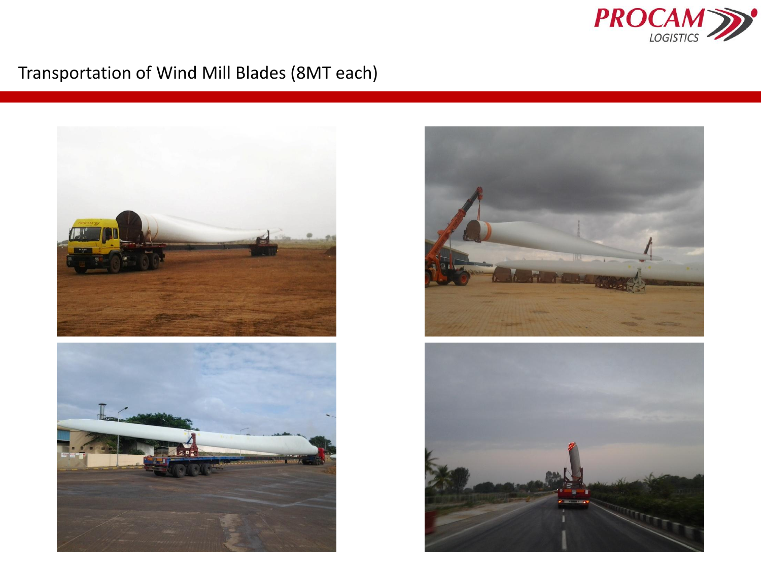# Transportation of Wind Mill Blades (8MT each)